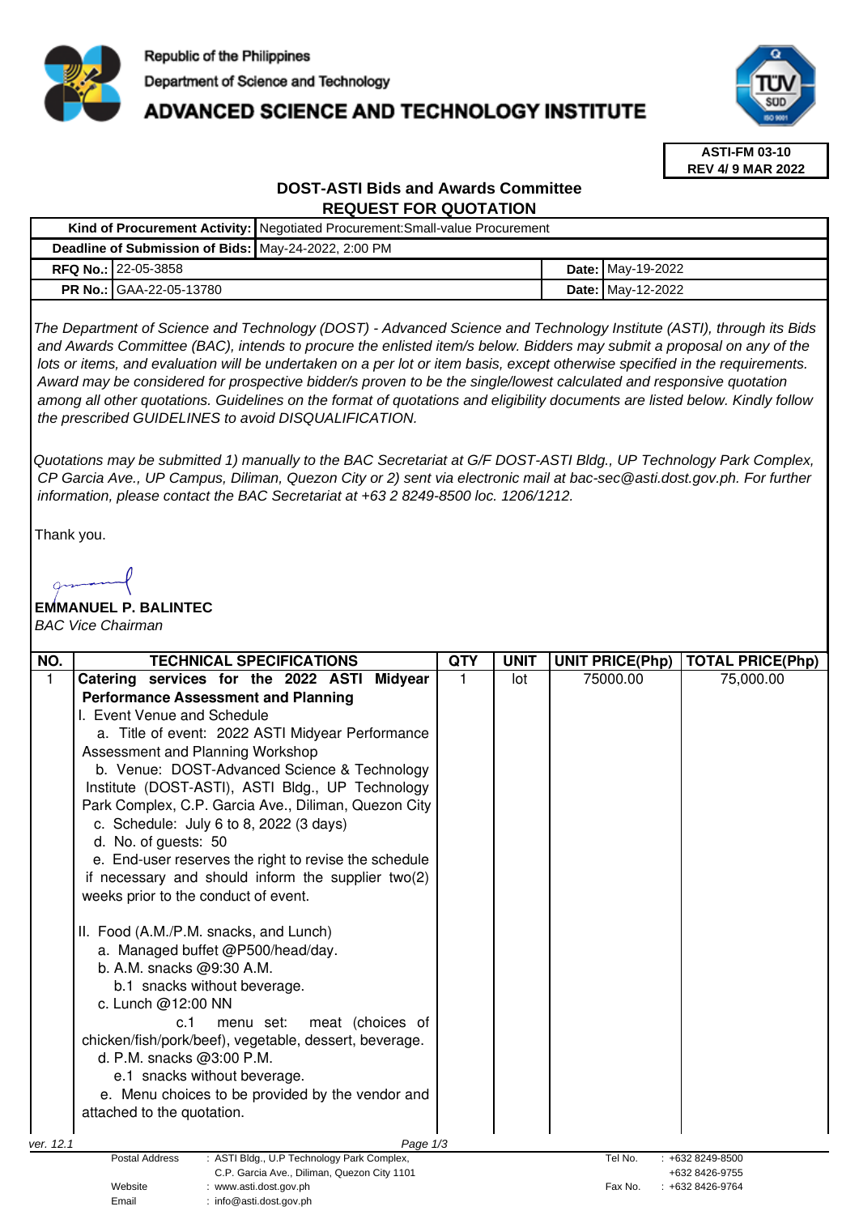Republic of the Philippines

Department of Science and Technology

# ADVANCED SCIENCE AND TECHNOLOGY INSTITUTE

**ASTI-FM 03-10**
**REV 4/ 9 MAR 2022**

## DOST-ASTI Bids and Awards Committee
## REQUEST FOR QUOTATION

| | | | |
|---|---|---|---|
| **Kind of Procurement Activity:** | Negotiated Procurement:Small-value Procurement | | |
| **Deadline of Submission of Bids:** | May-24-2022, 2:00 PM | | |
| **RFQ No.:** | 22-05-3858 | **Date:** | May-19-2022 |
| **PR No.:** | GAA-22-05-13780 | **Date:** | May-12-2022 |

*The Department of Science and Technology (DOST) - Advanced Science and Technology Institute (ASTI), through its Bids and Awards Committee (BAC), intends to procure the enlisted item/s below. Bidders may submit a proposal on any of the lots or items, and evaluation will be undertaken on a per lot or item basis, except otherwise specified in the requirements. Award may be considered for prospective bidder/s proven to be the single/lowest calculated and responsive quotation among all other quotations. Guidelines on the format of quotations and eligibility documents are listed below. Kindly follow the prescribed GUIDELINES to avoid DISQUALIFICATION.*

*Quotations may be submitted 1) manually to the BAC Secretariat at G/F DOST-ASTI Bldg., UP Technology Park Complex, CP Garcia Ave., UP Campus, Diliman, Quezon City or 2) sent via electronic mail at bac-sec@asti.dost.gov.ph. For further information, please contact the BAC Secretariat at +63 2 8249-8500 loc. 1206/1212.*

Thank you.

**EMMANUEL P. BALINTEC**
*BAC Vice Chairman*

| NO. | TECHNICAL SPECIFICATIONS | QTY | UNIT | UNIT PRICE(Php) | TOTAL PRICE(Php) |
|---|---|---|---|---|---|
| 1 | **Catering services for the 2022 ASTI Midyear Performance Assessment and Planning**<br>I. Event Venue and Schedule<br>a. Title of event: 2022 ASTI Midyear Performance Assessment and Planning Workshop<br>b. Venue: DOST-Advanced Science & Technology Institute (DOST-ASTI), ASTI Bldg., UP Technology Park Complex, C.P. Garcia Ave., Diliman, Quezon City<br>c. Schedule: July 6 to 8, 2022 (3 days)<br>d. No. of guests: 50<br>e. End-user reserves the right to revise the schedule if necessary and should inform the supplier two(2) weeks prior to the conduct of event.<br><br>II. Food (A.M./P.M. snacks, and Lunch)<br>a. Managed buffet @P500/head/day.<br>b. A.M. snacks @9:30 A.M.<br>b.1 snacks without beverage.<br>c. Lunch @12:00 NN<br>c.1 menu set: meat (choices of chicken/fish/pork/beef), vegetable, dessert, beverage.<br>d. P.M. snacks @3:00 P.M.<br>e.1 snacks without beverage.<br>e. Menu choices to be provided by the vendor and attached to the quotation. | 1 | lot | 75000.00 | 75,000.00 |

ver. 12.1

Postal Address : ASTI Bldg., U.P Technology Park Complex, C.P. Garcia Ave., Diliman, Quezon City 1101
Website : www.asti.dost.gov.ph
Email : info@asti.dost.gov.ph
Tel No. : +632 8249-8500, +632 8426-9755
Fax No. : +632 8426-9764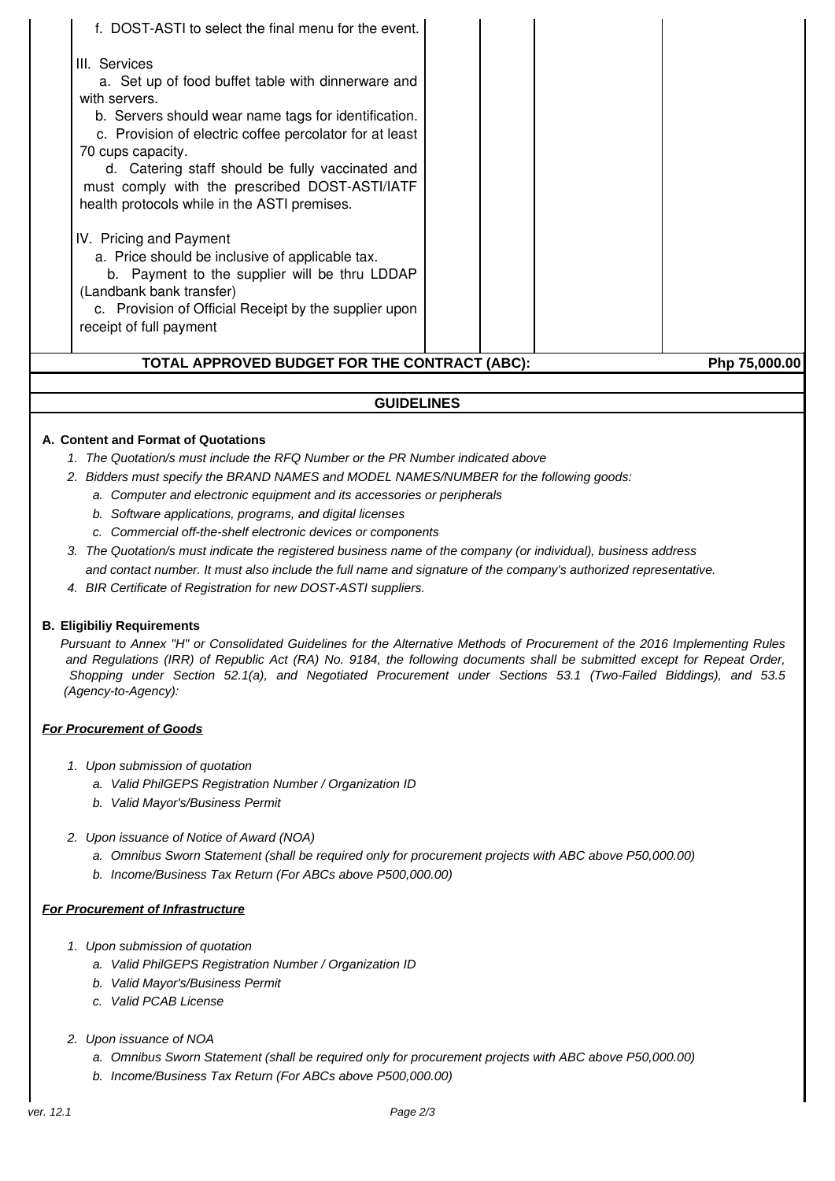| | | | | |
|---|---|---|---|---|
| f. DOST-ASTI to select the final menu for the event.<br><br>III. Services<br>a. Set up of food buffet table with dinnerware and with servers.<br>b. Servers should wear name tags for identification.<br>c. Provision of electric coffee percolator for at least 70 cups capacity.<br>d. Catering staff should be fully vaccinated and must comply with the prescribed DOST-ASTI/IATF health protocols while in the ASTI premises.<br><br>IV. Pricing and Payment<br>a. Price should be inclusive of applicable tax.<br>b. Payment to the supplier will be thru LDDAP (Landbank bank transfer)<br>c. Provision of Official Receipt by the supplier upon receipt of full payment | | | | |
| **TOTAL APPROVED BUDGET FOR THE CONTRACT (ABC):** | | | | **Php 75,000.00** |

## GUIDELINES

**A. Content and Format of Quotations**

1. *The Quotation/s must include the RFQ Number or the PR Number indicated above*
2. *Bidders must specify the BRAND NAMES and MODEL NAMES/NUMBER for the following goods:*
   a. *Computer and electronic equipment and its accessories or peripherals*
   b. *Software applications, programs, and digital licenses*
   c. *Commercial off-the-shelf electronic devices or components*
3. *The Quotation/s must indicate the registered business name of the company (or individual), business address and contact number. It must also include the full name and signature of the company's authorized representative.*
4. *BIR Certificate of Registration for new DOST-ASTI suppliers.*

**B. Eligibiliy Requirements**

*Pursuant to Annex "H" or Consolidated Guidelines for the Alternative Methods of Procurement of the 2016 Implementing Rules and Regulations (IRR) of Republic Act (RA) No. 9184, the following documents shall be submitted except for Repeat Order, Shopping under Section 52.1(a), and Negotiated Procurement under Sections 53.1 (Two-Failed Biddings), and 53.5 (Agency-to-Agency):*

***For Procurement of Goods***

1. *Upon submission of quotation*
   a. *Valid PhilGEPS Registration Number / Organization ID*
   b. *Valid Mayor's/Business Permit*
2. *Upon issuance of Notice of Award (NOA)*
   a. *Omnibus Sworn Statement (shall be required only for procurement projects with ABC above P50,000.00)*
   b. *Income/Business Tax Return (For ABCs above P500,000.00)*

***For Procurement of Infrastructure***

1. *Upon submission of quotation*
   a. *Valid PhilGEPS Registration Number / Organization ID*
   b. *Valid Mayor's/Business Permit*
   c. *Valid PCAB License*
2. *Upon issuance of NOA*
   a. *Omnibus Sworn Statement (shall be required only for procurement projects with ABC above P50,000.00)*
   b. *Income/Business Tax Return (For ABCs above P500,000.00)*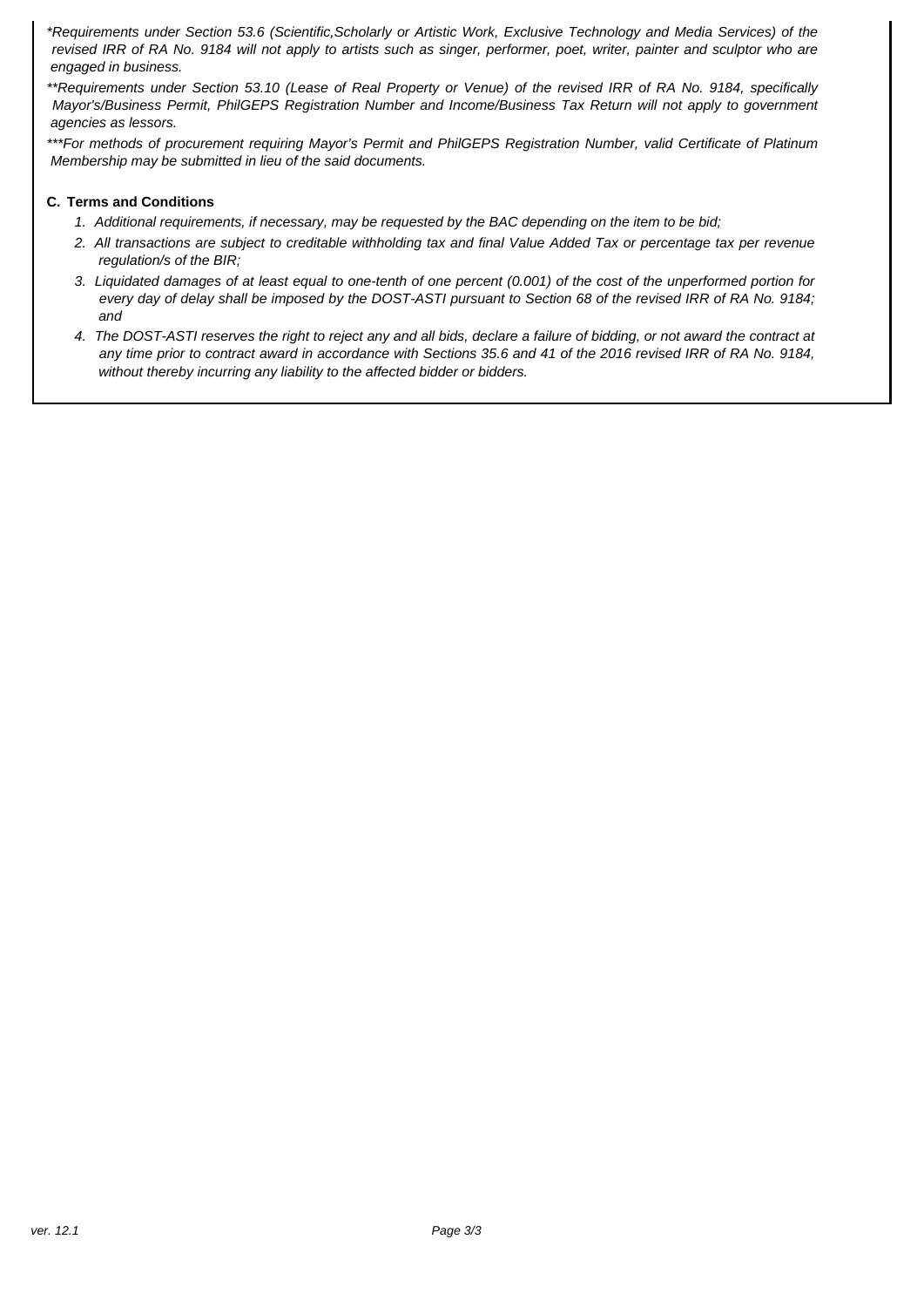*\*Requirements under Section 53.6 (Scientific,Scholarly or Artistic Work, Exclusive Technology and Media Services) of the revised IRR of RA No. 9184 will not apply to artists such as singer, performer, poet, writer, painter and sculptor who are engaged in business.*

*\*\*Requirements under Section 53.10 (Lease of Real Property or Venue) of the revised IRR of RA No. 9184, specifically Mayor's/Business Permit, PhilGEPS Registration Number and Income/Business Tax Return will not apply to government agencies as lessors.*

*\*\*\*For methods of procurement requiring Mayor's Permit and PhilGEPS Registration Number, valid Certificate of Platinum Membership may be submitted in lieu of the said documents.*

**C. Terms and Conditions**

1. *Additional requirements, if necessary, may be requested by the BAC depending on the item to be bid;*
2. *All transactions are subject to creditable withholding tax and final Value Added Tax or percentage tax per revenue regulation/s of the BIR;*
3. *Liquidated damages of at least equal to one-tenth of one percent (0.001) of the cost of the unperformed portion for every day of delay shall be imposed by the DOST-ASTI pursuant to Section 68 of the revised IRR of RA No. 9184; and*
4. *The DOST-ASTI reserves the right to reject any and all bids, declare a failure of bidding, or not award the contract at any time prior to contract award in accordance with Sections 35.6 and 41 of the 2016 revised IRR of RA No. 9184, without thereby incurring any liability to the affected bidder or bidders.*

*ver. 12.1*